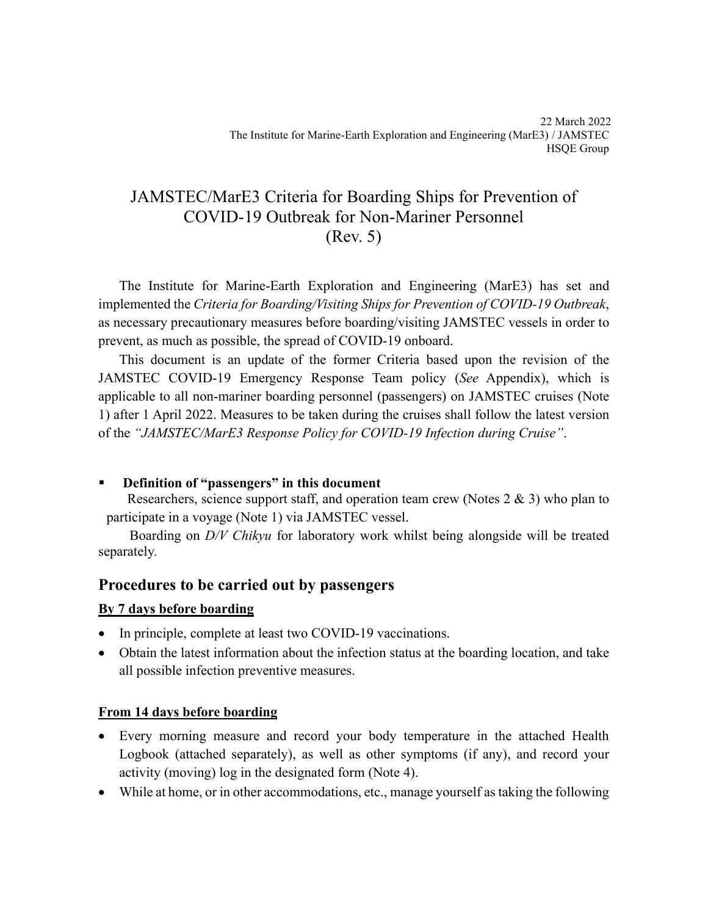22 March 2022
The Institute for Marine-Earth Exploration and Engineering (MarE3) / JAMSTEC
HSQE Group

# JAMSTEC/MarE3 Criteria for Boarding Ships for Prevention of COVID-19 Outbreak for Non-Mariner Personnel (Rev. 5)

The Institute for Marine-Earth Exploration and Engineering (MarE3) has set and implemented the *Criteria for Boarding/Visiting Ships for Prevention of COVID-19 Outbreak*, as necessary precautionary measures before boarding/visiting JAMSTEC vessels in order to prevent, as much as possible, the spread of COVID-19 onboard.

This document is an update of the former Criteria based upon the revision of the JAMSTEC COVID-19 Emergency Response Team policy (*See* Appendix), which is applicable to all non-mariner boarding personnel (passengers) on JAMSTEC cruises (Note 1) after 1 April 2022. Measures to be taken during the cruises shall follow the latest version of the *"JAMSTEC/MarE3 Response Policy for COVID-19 Infection during Cruise"*.

- **Definition of "passengers" in this document**

  Researchers, science support staff, and operation team crew (Notes 2 & 3) who plan to participate in a voyage (Note 1) via JAMSTEC vessel.

  Boarding on *D/V Chikyu* for laboratory work whilst being alongside will be treated separately.

## Procedures to be carried out by passengers

### By 7 days before boarding

- In principle, complete at least two COVID-19 vaccinations.
- Obtain the latest information about the infection status at the boarding location, and take all possible infection preventive measures.

### From 14 days before boarding

- Every morning measure and record your body temperature in the attached Health Logbook (attached separately), as well as other symptoms (if any), and record your activity (moving) log in the designated form (Note 4).
- While at home, or in other accommodations, etc., manage yourself as taking the following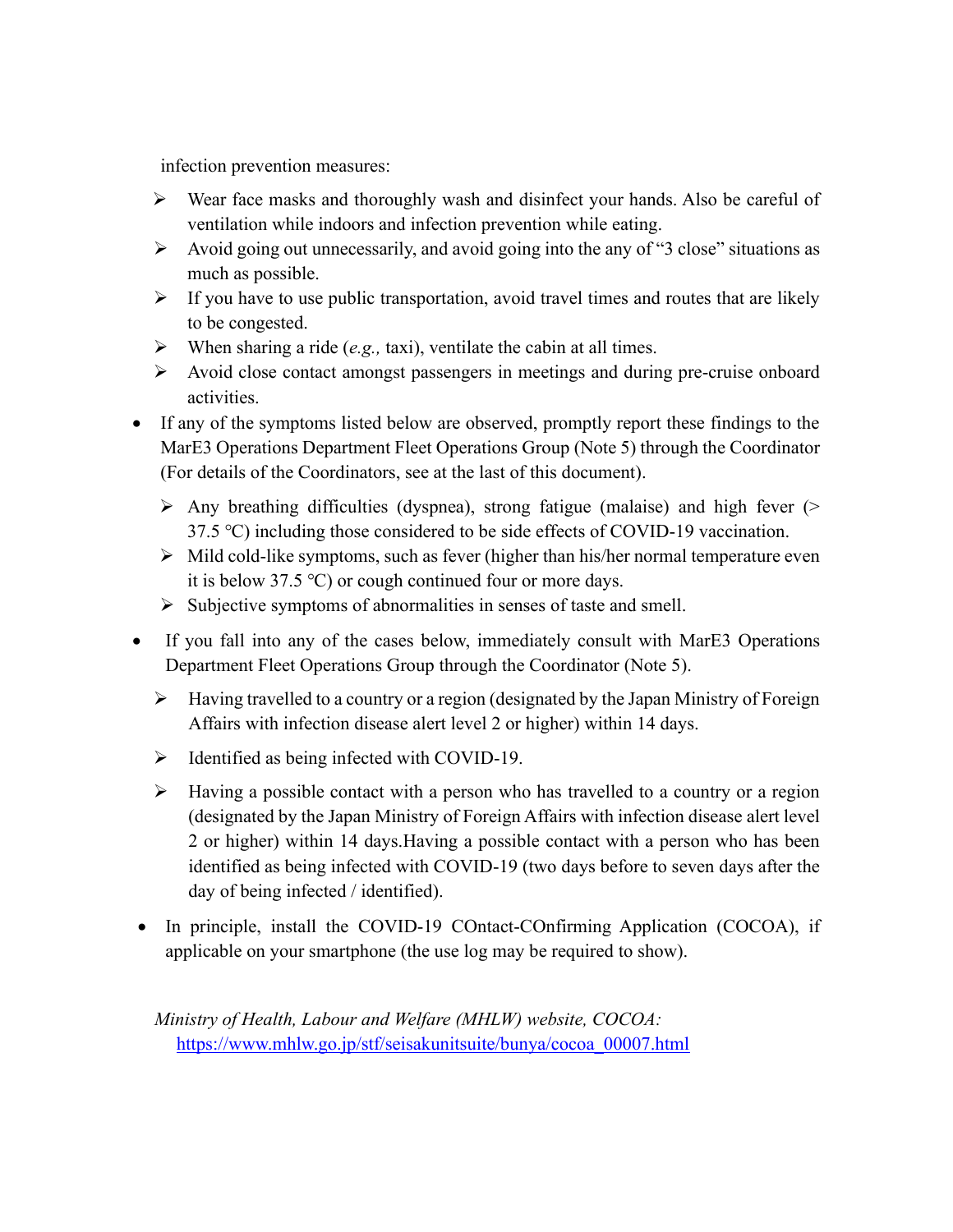infection prevention measures:

- Wear face masks and thoroughly wash and disinfect your hands. Also be careful of ventilation while indoors and infection prevention while eating.
- Avoid going out unnecessarily, and avoid going into the any of "3 close" situations as much as possible.
- If you have to use public transportation, avoid travel times and routes that are likely to be congested.
- When sharing a ride (*e.g.,* taxi), ventilate the cabin at all times.
- Avoid close contact amongst passengers in meetings and during pre-cruise onboard activities.

- If any of the symptoms listed below are observed, promptly report these findings to the MarE3 Operations Department Fleet Operations Group (Note 5) through the Coordinator (For details of the Coordinators, see at the last of this document).
  - Any breathing difficulties (dyspnea), strong fatigue (malaise) and high fever (> 37.5 ℃) including those considered to be side effects of COVID-19 vaccination.
  - Mild cold-like symptoms, such as fever (higher than his/her normal temperature even it is below 37.5 ℃) or cough continued four or more days.
  - Subjective symptoms of abnormalities in senses of taste and smell.
- If you fall into any of the cases below, immediately consult with MarE3 Operations Department Fleet Operations Group through the Coordinator (Note 5).
  - Having travelled to a country or a region (designated by the Japan Ministry of Foreign Affairs with infection disease alert level 2 or higher) within 14 days.
  - Identified as being infected with COVID-19.
  - Having a possible contact with a person who has travelled to a country or a region (designated by the Japan Ministry of Foreign Affairs with infection disease alert level 2 or higher) within 14 days.Having a possible contact with a person who has been identified as being infected with COVID-19 (two days before to seven days after the day of being infected / identified).
- In principle, install the COVID-19 COntact-COnfirming Application (COCOA), if applicable on your smartphone (the use log may be required to show).

*Ministry of Health, Labour and Welfare (MHLW) website, COCOA:*
[https://www.mhlw.go.jp/stf/seisakunitsuite/bunya/cocoa_00007.html](https://www.mhlw.go.jp/stf/seisakunitsuite/bunya/cocoa_00007.html)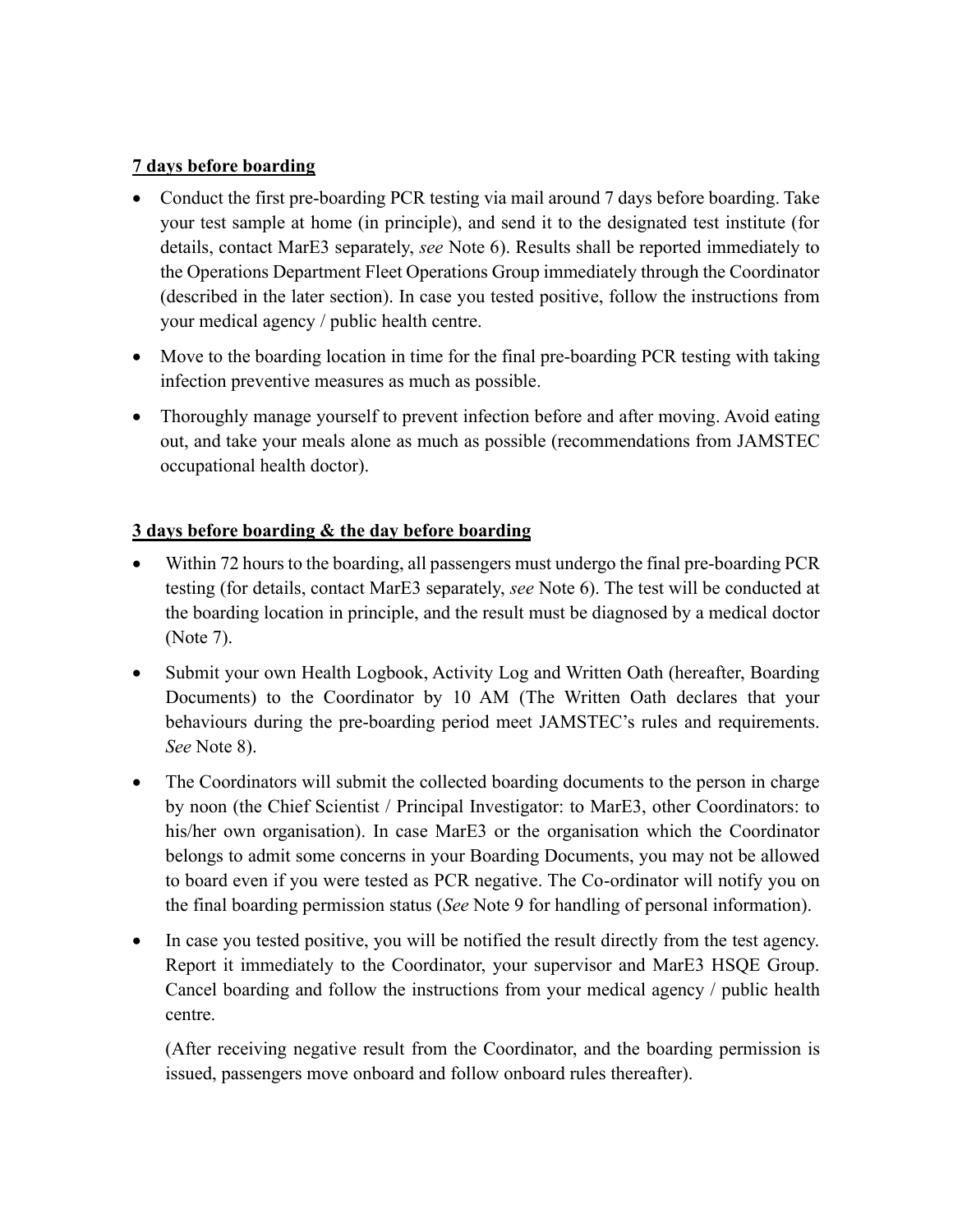**7 days before boarding**

- Conduct the first pre-boarding PCR testing via mail around 7 days before boarding. Take your test sample at home (in principle), and send it to the designated test institute (for details, contact MarE3 separately, *see* Note 6). Results shall be reported immediately to the Operations Department Fleet Operations Group immediately through the Coordinator (described in the later section). In case you tested positive, follow the instructions from your medical agency / public health centre.
- Move to the boarding location in time for the final pre-boarding PCR testing with taking infection preventive measures as much as possible.
- Thoroughly manage yourself to prevent infection before and after moving. Avoid eating out, and take your meals alone as much as possible (recommendations from JAMSTEC occupational health doctor).

**3 days before boarding & the day before boarding**

- Within 72 hours to the boarding, all passengers must undergo the final pre-boarding PCR testing (for details, contact MarE3 separately, *see* Note 6). The test will be conducted at the boarding location in principle, and the result must be diagnosed by a medical doctor (Note 7).
- Submit your own Health Logbook, Activity Log and Written Oath (hereafter, Boarding Documents) to the Coordinator by 10 AM (The Written Oath declares that your behaviours during the pre-boarding period meet JAMSTEC's rules and requirements. *See* Note 8).
- The Coordinators will submit the collected boarding documents to the person in charge by noon (the Chief Scientist / Principal Investigator: to MarE3, other Coordinators: to his/her own organisation). In case MarE3 or the organisation which the Coordinator belongs to admit some concerns in your Boarding Documents, you may not be allowed to board even if you were tested as PCR negative. The Co-ordinator will notify you on the final boarding permission status (*See* Note 9 for handling of personal information).
- In case you tested positive, you will be notified the result directly from the test agency. Report it immediately to the Coordinator, your supervisor and MarE3 HSQE Group. Cancel boarding and follow the instructions from your medical agency / public health centre.

  (After receiving negative result from the Coordinator, and the boarding permission is issued, passengers move onboard and follow onboard rules thereafter).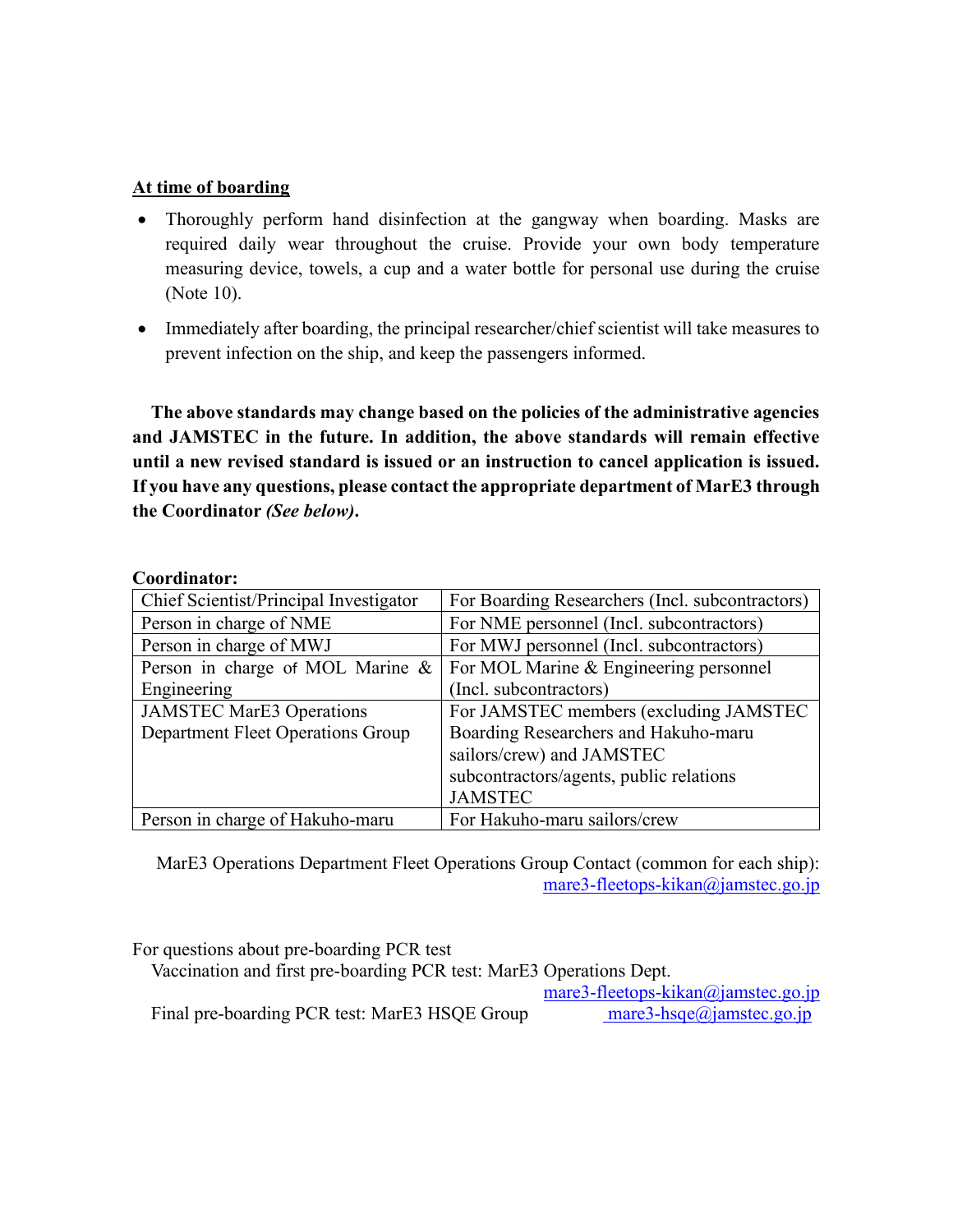**<u>At time of boarding</u>**

- Thoroughly perform hand disinfection at the gangway when boarding. Masks are required daily wear throughout the cruise. Provide your own body temperature measuring device, towels, a cup and a water bottle for personal use during the cruise (Note 10).
- Immediately after boarding, the principal researcher/chief scientist will take measures to prevent infection on the ship, and keep the passengers informed.

**The above standards may change based on the policies of the administrative agencies and JAMSTEC in the future. In addition, the above standards will remain effective until a new revised standard is issued or an instruction to cancel application is issued. If you have any questions, please contact the appropriate department of MarE3 through the Coordinator *(See below)*.**

**Coordinator:**

| Chief Scientist/Principal Investigator | For Boarding Researchers (Incl. subcontractors) |
|---|---|
| Person in charge of NME | For NME personnel (Incl. subcontractors) |
| Person in charge of MWJ | For MWJ personnel (Incl. subcontractors) |
| Person in charge of MOL Marine & Engineering | For MOL Marine & Engineering personnel (Incl. subcontractors) |
| JAMSTEC MarE3 Operations Department Fleet Operations Group | For JAMSTEC members (excluding JAMSTEC Boarding Researchers and Hakuho-maru sailors/crew) and JAMSTEC subcontractors/agents, public relations JAMSTEC |
| Person in charge of Hakuho-maru | For Hakuho-maru sailors/crew |

MarE3 Operations Department Fleet Operations Group Contact (common for each ship): mare3-fleetops-kikan@jamstec.go.jp

For questions about pre-boarding PCR test

Vaccination and first pre-boarding PCR test: MarE3 Operations Dept. mare3-fleetops-kikan@jamstec.go.jp

Final pre-boarding PCR test: MarE3 HSQE Group mare3-hsqe@jamstec.go.jp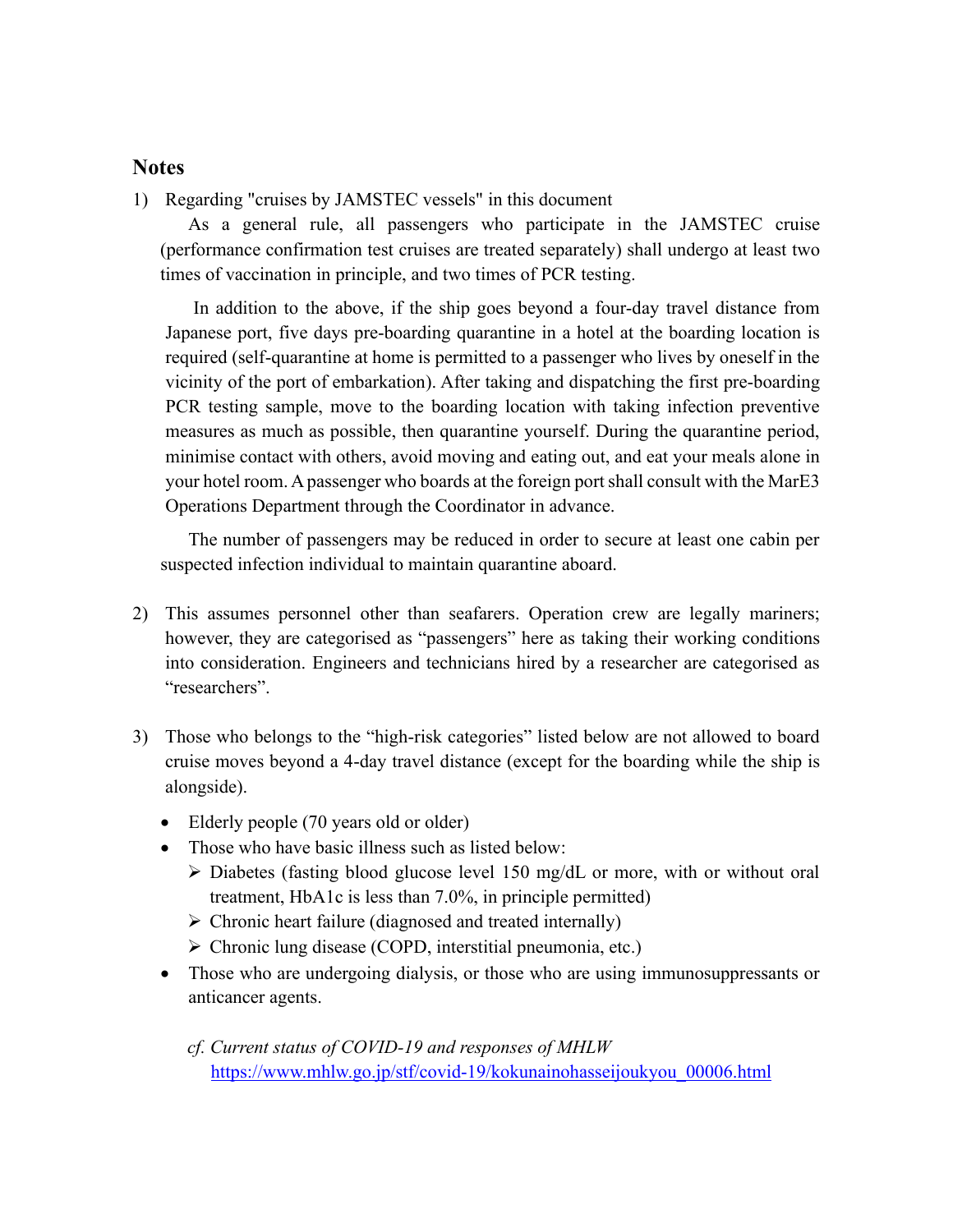## Notes

1) Regarding "cruises by JAMSTEC vessels" in this document

   As a general rule, all passengers who participate in the JAMSTEC cruise (performance confirmation test cruises are treated separately) shall undergo at least two times of vaccination in principle, and two times of PCR testing.

   In addition to the above, if the ship goes beyond a four-day travel distance from Japanese port, five days pre-boarding quarantine in a hotel at the boarding location is required (self-quarantine at home is permitted to a passenger who lives by oneself in the vicinity of the port of embarkation). After taking and dispatching the first pre-boarding PCR testing sample, move to the boarding location with taking infection preventive measures as much as possible, then quarantine yourself. During the quarantine period, minimise contact with others, avoid moving and eating out, and eat your meals alone in your hotel room. A passenger who boards at the foreign port shall consult with the MarE3 Operations Department through the Coordinator in advance.

   The number of passengers may be reduced in order to secure at least one cabin per suspected infection individual to maintain quarantine aboard.

2) This assumes personnel other than seafarers. Operation crew are legally mariners; however, they are categorised as "passengers" here as taking their working conditions into consideration. Engineers and technicians hired by a researcher are categorised as "researchers".

3) Those who belongs to the "high-risk categories" listed below are not allowed to board cruise moves beyond a 4-day travel distance (except for the boarding while the ship is alongside).

   - Elderly people (70 years old or older)
   - Those who have basic illness such as listed below:
     - Diabetes (fasting blood glucose level 150 mg/dL or more, with or without oral treatment, HbA1c is less than 7.0%, in principle permitted)
     - Chronic heart failure (diagnosed and treated internally)
     - Chronic lung disease (COPD, interstitial pneumonia, etc.)
   - Those who are undergoing dialysis, or those who are using immunosuppressants or anticancer agents.

   *cf. Current status of COVID-19 and responses of MHLW*
   https://www.mhlw.go.jp/stf/covid-19/kokunainohasseijoukyou_00006.html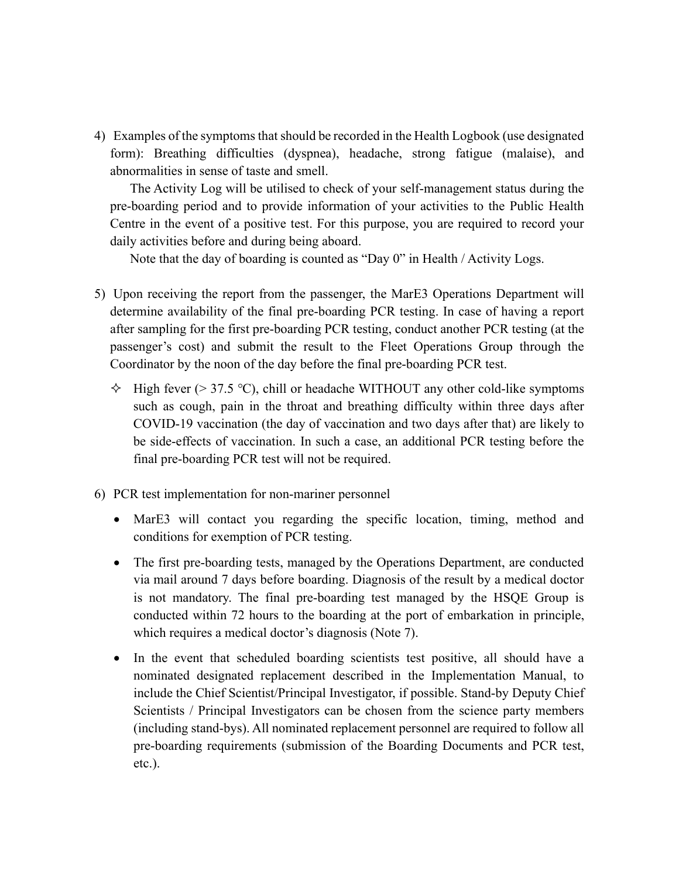4) Examples of the symptoms that should be recorded in the Health Logbook (use designated form): Breathing difficulties (dyspnea), headache, strong fatigue (malaise), and abnormalities in sense of taste and smell.

   The Activity Log will be utilised to check of your self-management status during the pre-boarding period and to provide information of your activities to the Public Health Centre in the event of a positive test. For this purpose, you are required to record your daily activities before and during being aboard.

   Note that the day of boarding is counted as "Day 0" in Health / Activity Logs.

5) Upon receiving the report from the passenger, the MarE3 Operations Department will determine availability of the final pre-boarding PCR testing. In case of having a report after sampling for the first pre-boarding PCR testing, conduct another PCR testing (at the passenger's cost) and submit the result to the Fleet Operations Group through the Coordinator by the noon of the day before the final pre-boarding PCR test.

   ✧ High fever (> 37.5 ℃), chill or headache WITHOUT any other cold-like symptoms such as cough, pain in the throat and breathing difficulty within three days after COVID-19 vaccination (the day of vaccination and two days after that) are likely to be side-effects of vaccination. In such a case, an additional PCR testing before the final pre-boarding PCR test will not be required.

6) PCR test implementation for non-mariner personnel

   - MarE3 will contact you regarding the specific location, timing, method and conditions for exemption of PCR testing.
   - The first pre-boarding tests, managed by the Operations Department, are conducted via mail around 7 days before boarding. Diagnosis of the result by a medical doctor is not mandatory. The final pre-boarding test managed by the HSQE Group is conducted within 72 hours to the boarding at the port of embarkation in principle, which requires a medical doctor's diagnosis (Note 7).
   - In the event that scheduled boarding scientists test positive, all should have a nominated designated replacement described in the Implementation Manual, to include the Chief Scientist/Principal Investigator, if possible. Stand-by Deputy Chief Scientists / Principal Investigators can be chosen from the science party members (including stand-bys). All nominated replacement personnel are required to follow all pre-boarding requirements (submission of the Boarding Documents and PCR test, etc.).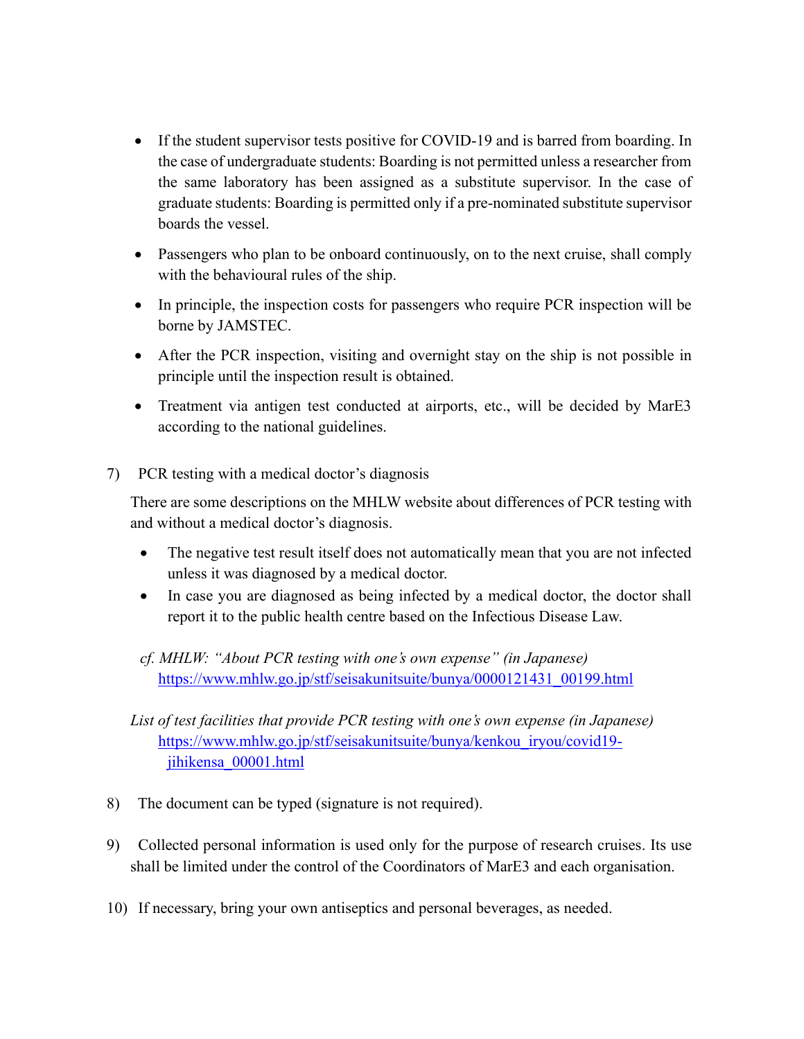- If the student supervisor tests positive for COVID-19 and is barred from boarding. In the case of undergraduate students: Boarding is not permitted unless a researcher from the same laboratory has been assigned as a substitute supervisor. In the case of graduate students: Boarding is permitted only if a pre-nominated substitute supervisor boards the vessel.
- Passengers who plan to be onboard continuously, on to the next cruise, shall comply with the behavioural rules of the ship.
- In principle, the inspection costs for passengers who require PCR inspection will be borne by JAMSTEC.
- After the PCR inspection, visiting and overnight stay on the ship is not possible in principle until the inspection result is obtained.
- Treatment via antigen test conducted at airports, etc., will be decided by MarE3 according to the national guidelines.

7) PCR testing with a medical doctor's diagnosis

There are some descriptions on the MHLW website about differences of PCR testing with and without a medical doctor's diagnosis.

- The negative test result itself does not automatically mean that you are not infected unless it was diagnosed by a medical doctor.
- In case you are diagnosed as being infected by a medical doctor, the doctor shall report it to the public health centre based on the Infectious Disease Law.

*cf. MHLW: "About PCR testing with one's own expense" (in Japanese)*
https://www.mhlw.go.jp/stf/seisakunitsuite/bunya/0000121431_00199.html

*List of test facilities that provide PCR testing with one's own expense (in Japanese)*
https://www.mhlw.go.jp/stf/seisakunitsuite/bunya/kenkou_iryou/covid19-jihikensa_00001.html

8) The document can be typed (signature is not required).

9) Collected personal information is used only for the purpose of research cruises. Its use shall be limited under the control of the Coordinators of MarE3 and each organisation.

10) If necessary, bring your own antiseptics and personal beverages, as needed.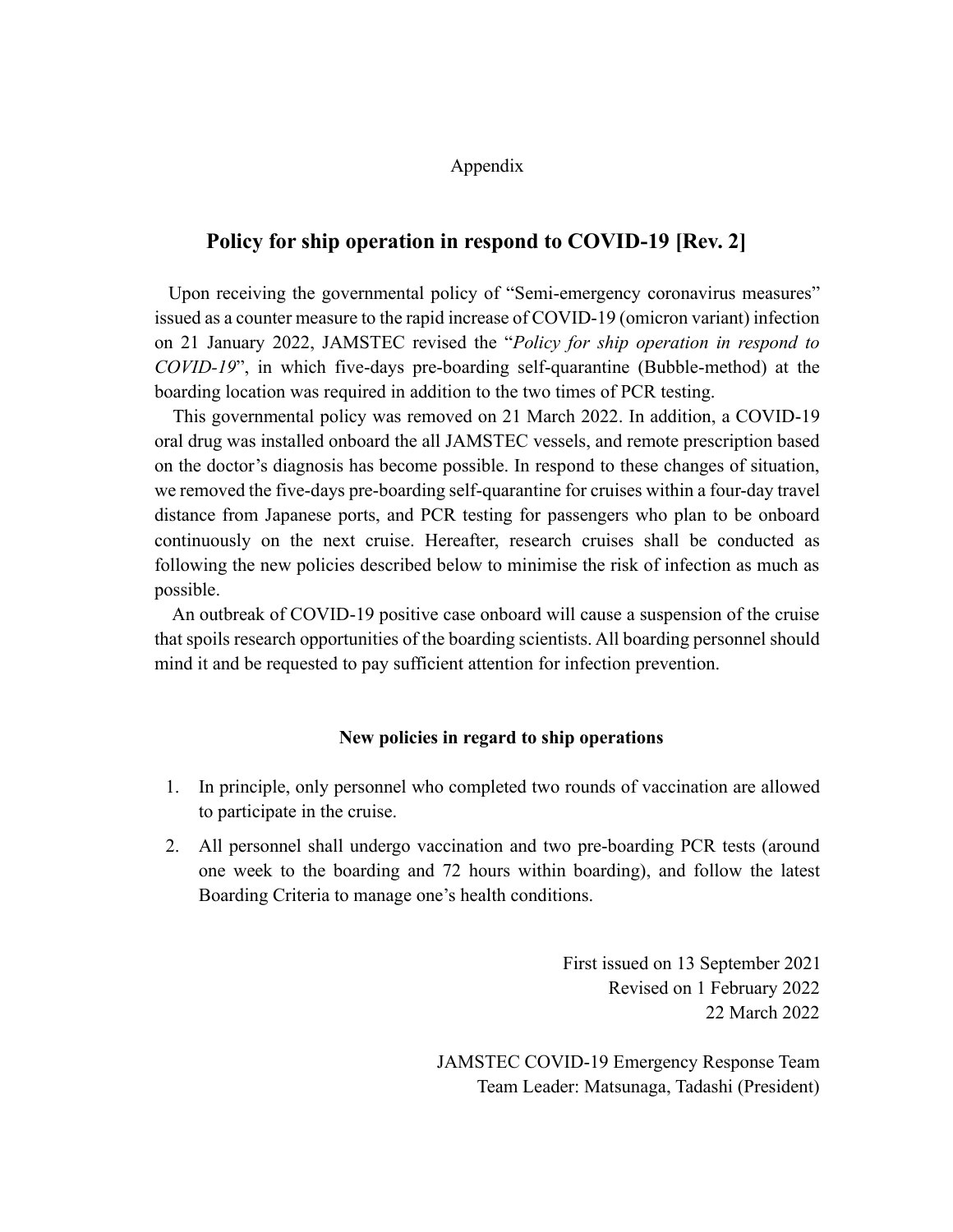Appendix

## Policy for ship operation in respond to COVID-19 [Rev. 2]

Upon receiving the governmental policy of "Semi-emergency coronavirus measures" issued as a counter measure to the rapid increase of COVID-19 (omicron variant) infection on 21 January 2022, JAMSTEC revised the "*Policy for ship operation in respond to COVID-19*", in which five-days pre-boarding self-quarantine (Bubble-method) at the boarding location was required in addition to the two times of PCR testing.

This governmental policy was removed on 21 March 2022. In addition, a COVID-19 oral drug was installed onboard the all JAMSTEC vessels, and remote prescription based on the doctor's diagnosis has become possible. In respond to these changes of situation, we removed the five-days pre-boarding self-quarantine for cruises within a four-day travel distance from Japanese ports, and PCR testing for passengers who plan to be onboard continuously on the next cruise. Hereafter, research cruises shall be conducted as following the new policies described below to minimise the risk of infection as much as possible.

An outbreak of COVID-19 positive case onboard will cause a suspension of the cruise that spoils research opportunities of the boarding scientists. All boarding personnel should mind it and be requested to pay sufficient attention for infection prevention.

**New policies in regard to ship operations**

1. In principle, only personnel who completed two rounds of vaccination are allowed to participate in the cruise.
2. All personnel shall undergo vaccination and two pre-boarding PCR tests (around one week to the boarding and 72 hours within boarding), and follow the latest Boarding Criteria to manage one's health conditions.

First issued on 13 September 2021
Revised on 1 February 2022
22 March 2022

JAMSTEC COVID-19 Emergency Response Team
Team Leader: Matsunaga, Tadashi (President)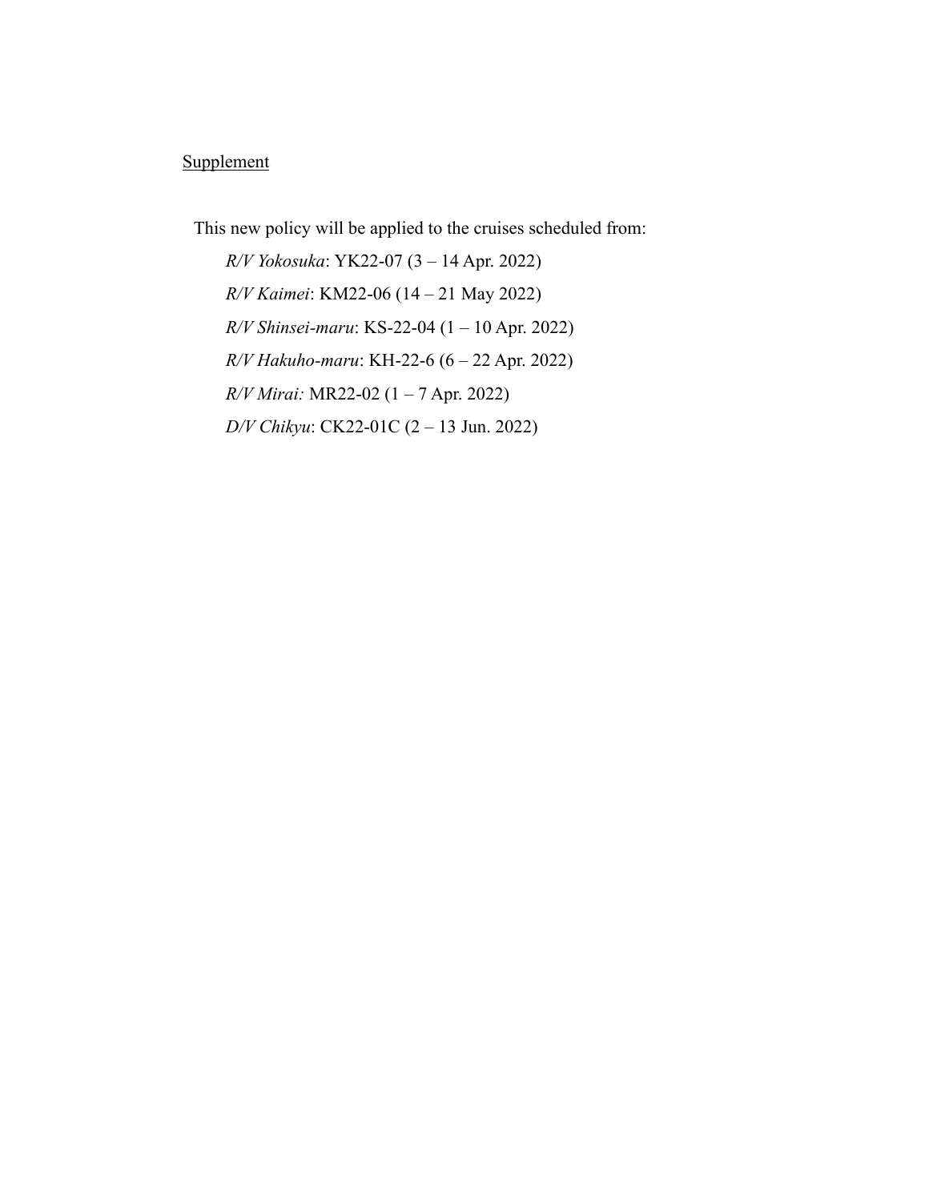<u>Supplement</u>

This new policy will be applied to the cruises scheduled from:

*R/V Yokosuka*: YK22-07 (3 – 14 Apr. 2022)

*R/V Kaimei*: KM22-06 (14 – 21 May 2022)

*R/V Shinsei-maru*: KS-22-04 (1 – 10 Apr. 2022)

*R/V Hakuho-maru*: KH-22-6 (6 – 22 Apr. 2022)

*R/V Mirai:* MR22-02 (1 – 7 Apr. 2022)

*D/V Chikyu*: CK22-01C (2 – 13 Jun. 2022)